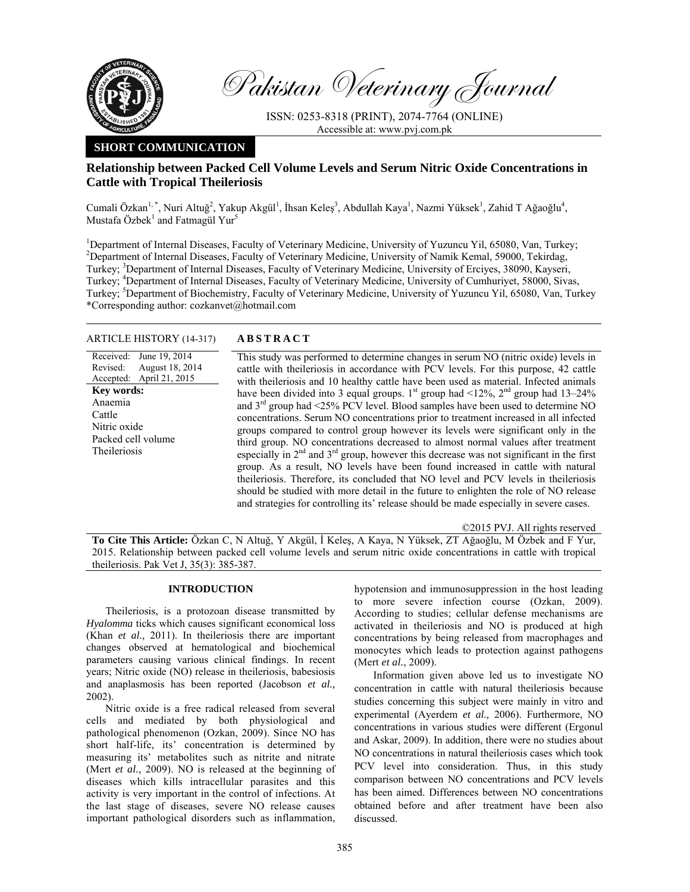Pakistan Veterinary Journal

ISSN: 0253-8318 (PRINT), 2074-7764 (ONLINE)
Accessible at: www.pvj.com.pk

**SHORT COMMUNICATION**

# Relationship between Packed Cell Volume Levels and Serum Nitric Oxide Concentrations in Cattle with Tropical Theileriosis

Cumali Özkan[1,*], Nuri Altuğ[2], Yakup Akgül[1], İhsan Keleş[3], Abdullah Kaya[1], Nazmi Yüksek[1], Zahid T Ağaoğlu[4], Mustafa Özbek[1] and Fatmagül Yur[5]

[1]Department of Internal Diseases, Faculty of Veterinary Medicine, University of Yuzuncu Yil, 65080, Van, Turkey; [2]Department of Internal Diseases, Faculty of Veterinary Medicine, University of Namik Kemal, 59000, Tekirdag, Turkey; [3]Department of Internal Diseases, Faculty of Veterinary Medicine, University of Erciyes, 38090, Kayseri, Turkey; [4]Department of Internal Diseases, Faculty of Veterinary Medicine, University of Cumhuriyet, 58000, Sivas, Turkey; [5]Department of Biochemistry, Faculty of Veterinary Medicine, University of Yuzuncu Yil, 65080, Van, Turkey
*Corresponding author: cozkanvet@hotmail.com

**ARTICLE HISTORY** (14-317)

Received: June 19, 2014
Revised: August 18, 2014
Accepted: April 21, 2015

**Key words:**
Anaemia
Cattle
Nitric oxide
Packed cell volume
Theileriosis

## ABSTRACT

This study was performed to determine changes in serum NO (nitric oxide) levels in cattle with theileriosis in accordance with PCV levels. For this purpose, 42 cattle with theileriosis and 10 healthy cattle have been used as material. Infected animals have been divided into 3 equal groups. 1st group had <12%, 2nd group had 13–24% and 3rd group had <25% PCV level. Blood samples have been used to determine NO concentrations. Serum NO concentrations prior to treatment increased in all infected groups compared to control group however its levels were significant only in the third group. NO concentrations decreased to almost normal values after treatment especially in 2nd and 3rd group, however this decrease was not significant in the first group. As a result, NO levels have been found increased in cattle with natural theileriosis. Therefore, its concluded that NO level and PCV levels in theileriosis should be studied with more detail in the future to enlighten the role of NO release and strategies for controlling its' release should be made especially in severe cases.

©2015 PVJ. All rights reserved

**To Cite This Article:** Özkan C, N Altuğ, Y Akgül, İ Keleş, A Kaya, N Yüksek, ZT Ağaoğlu, M Özbek and F Yur, 2015. Relationship between packed cell volume levels and serum nitric oxide concentrations in cattle with tropical theileriosis. Pak Vet J, 35(3): 385-387.

## INTRODUCTION

Theileriosis, is a protozoan disease transmitted by *Hyalomma* ticks which causes significant economical loss (Khan *et al.,* 2011). In theileriosis there are important changes observed at hematological and biochemical parameters causing various clinical findings. In recent years; Nitric oxide (NO) release in theileriosis, babesiosis and anaplasmosis has been reported (Jacobson *et al.,* 2002).

Nitric oxide is a free radical released from several cells and mediated by both physiological and pathological phenomenon (Ozkan, 2009). Since NO has short half-life, its' concentration is determined by measuring its' metabolites such as nitrite and nitrate (Mert *et al.,* 2009). NO is released at the beginning of diseases which kills intracellular parasites and this activity is very important in the control of infections. At the last stage of diseases, severe NO release causes important pathological disorders such as inflammation, hypotension and immunosuppression in the host leading to more severe infection course (Ozkan, 2009). According to studies; cellular defense mechanisms are activated in theileriosis and NO is produced at high concentrations by being released from macrophages and monocytes which leads to protection against pathogens (Mert *et al.*, 2009).

Information given above led us to investigate NO concentration in cattle with natural theileriosis because studies concerning this subject were mainly in vitro and experimental (Ayerdem *et al.,* 2006). Furthermore, NO concentrations in various studies were different (Ergonul and Askar, 2009). In addition, there were no studies about NO concentrations in natural theileriosis cases which took PCV level into consideration. Thus, in this study comparison between NO concentrations and PCV levels has been aimed. Differences between NO concentrations obtained before and after treatment have been also discussed.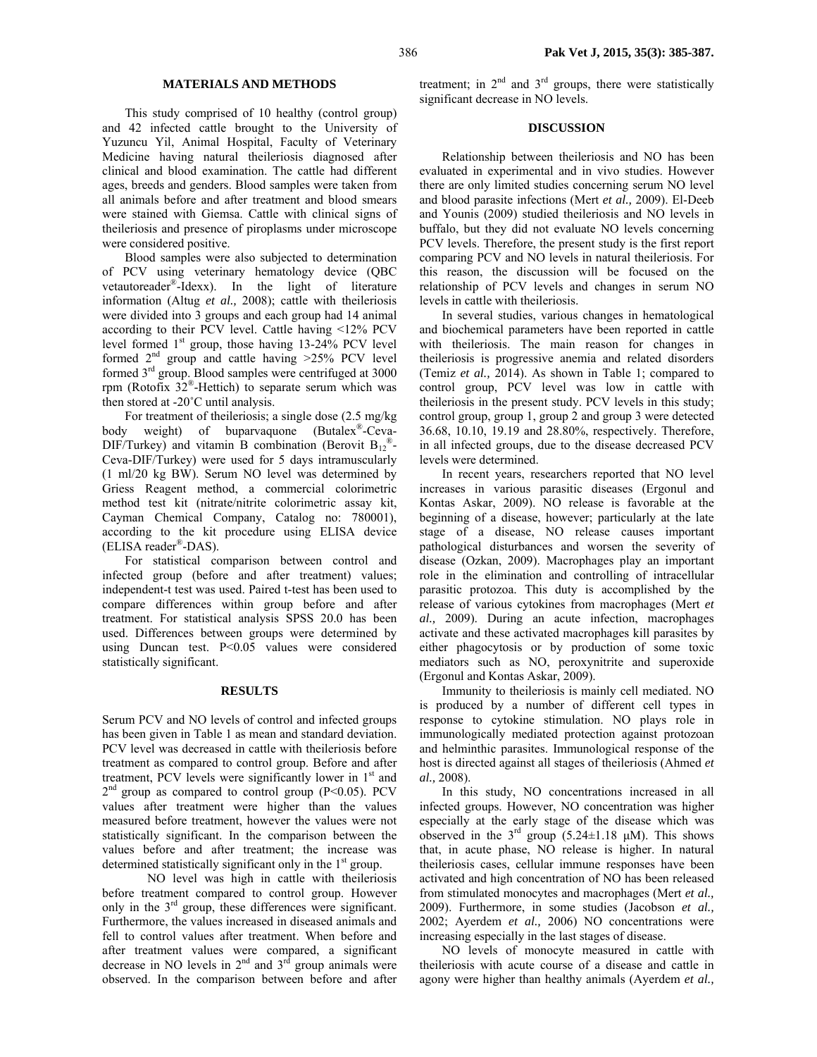## MATERIALS AND METHODS

This study comprised of 10 healthy (control group) and 42 infected cattle brought to the University of Yuzuncu Yil, Animal Hospital, Faculty of Veterinary Medicine having natural theileriosis diagnosed after clinical and blood examination. The cattle had different ages, breeds and genders. Blood samples were taken from all animals before and after treatment and blood smears were stained with Giemsa. Cattle with clinical signs of theileriosis and presence of piroplasms under microscope were considered positive.

Blood samples were also subjected to determination of PCV using veterinary hematology device (QBC vetautoreader®-Idexx). In the light of literature information (Altug *et al.,* 2008); cattle with theileriosis were divided into 3 groups and each group had 14 animal according to their PCV level. Cattle having <12% PCV level formed 1st group, those having 13-24% PCV level formed 2nd group and cattle having >25% PCV level formed 3rd group. Blood samples were centrifuged at 3000 rpm (Rotofix 32®-Hettich) to separate serum which was then stored at -20˚C until analysis.

For treatment of theileriosis; a single dose (2.5 mg/kg body weight) of buparvaquone (Butalex®-Ceva-DIF/Turkey) and vitamin B combination (Berovit $B_{12}$®-Ceva-DIF/Turkey) were used for 5 days intramuscularly (1 ml/20 kg BW). Serum NO level was determined by Griess Reagent method, a commercial colorimetric method test kit (nitrate/nitrite colorimetric assay kit, Cayman Chemical Company, Catalog no: 780001), according to the kit procedure using ELISA device (ELISA reader®-DAS).

For statistical comparison between control and infected group (before and after treatment) values; independent-t test was used. Paired t-test has been used to compare differences within group before and after treatment. For statistical analysis SPSS 20.0 has been used. Differences between groups were determined by using Duncan test. P<0.05 values were considered statistically significant.

## RESULTS

Serum PCV and NO levels of control and infected groups has been given in Table 1 as mean and standard deviation. PCV level was decreased in cattle with theileriosis before treatment as compared to control group. Before and after treatment, PCV levels were significantly lower in 1st and 2nd group as compared to control group (P<0.05). PCV values after treatment were higher than the values measured before treatment, however the values were not statistically significant. In the comparison between the values before and after treatment; the increase was determined statistically significant only in the 1st group.

NO level was high in cattle with theileriosis before treatment compared to control group. However only in the 3rd group, these differences were significant. Furthermore, the values increased in diseased animals and fell to control values after treatment. When before and after treatment values were compared, a significant decrease in NO levels in 2nd and 3rd group animals were observed. In the comparison between before and after treatment; in 2nd and 3rd groups, there were statistically significant decrease in NO levels.

## DISCUSSION

Relationship between theileriosis and NO has been evaluated in experimental and in vivo studies. However there are only limited studies concerning serum NO level and blood parasite infections (Mert *et al.,* 2009). El-Deeb and Younis (2009) studied theileriosis and NO levels in buffalo, but they did not evaluate NO levels concerning PCV levels. Therefore, the present study is the first report comparing PCV and NO levels in natural theileriosis. For this reason, the discussion will be focused on the relationship of PCV levels and changes in serum NO levels in cattle with theileriosis.

In several studies, various changes in hematological and biochemical parameters have been reported in cattle with theileriosis. The main reason for changes in theileriosis is progressive anemia and related disorders (Temiz *et al.,* 2014). As shown in Table 1; compared to control group, PCV level was low in cattle with theileriosis in the present study. PCV levels in this study; control group, group 1, group 2 and group 3 were detected 36.68, 10.10, 19.19 and 28.80%, respectively. Therefore, in all infected groups, due to the disease decreased PCV levels were determined.

In recent years, researchers reported that NO level increases in various parasitic diseases (Ergonul and Kontas Askar, 2009). NO release is favorable at the beginning of a disease, however; particularly at the late stage of a disease, NO release causes important pathological disturbances and worsen the severity of disease (Ozkan, 2009). Macrophages play an important role in the elimination and controlling of intracellular parasitic protozoa. This duty is accomplished by the release of various cytokines from macrophages (Mert *et al.,* 2009). During an acute infection, macrophages activate and these activated macrophages kill parasites by either phagocytosis or by production of some toxic mediators such as NO, peroxynitrite and superoxide (Ergonul and Kontas Askar, 2009).

Immunity to theileriosis is mainly cell mediated. NO is produced by a number of different cell types in response to cytokine stimulation. NO plays role in immunologically mediated protection against protozoan and helminthic parasites. Immunological response of the host is directed against all stages of theileriosis (Ahmed *et al.,* 2008).

In this study, NO concentrations increased in all infected groups. However, NO concentration was higher especially at the early stage of the disease which was observed in the 3rd group (5.24±1.18 μM). This shows that, in acute phase, NO release is higher. In natural theileriosis cases, cellular immune responses have been activated and high concentration of NO has been released from stimulated monocytes and macrophages (Mert *et al.,* 2009). Furthermore, in some studies (Jacobson *et al.,* 2002; Ayerdem *et al.,* 2006) NO concentrations were increasing especially in the last stages of disease.

NO levels of monocyte measured in cattle with theileriosis with acute course of a disease and cattle in agony were higher than healthy animals (Ayerdem *et al.,*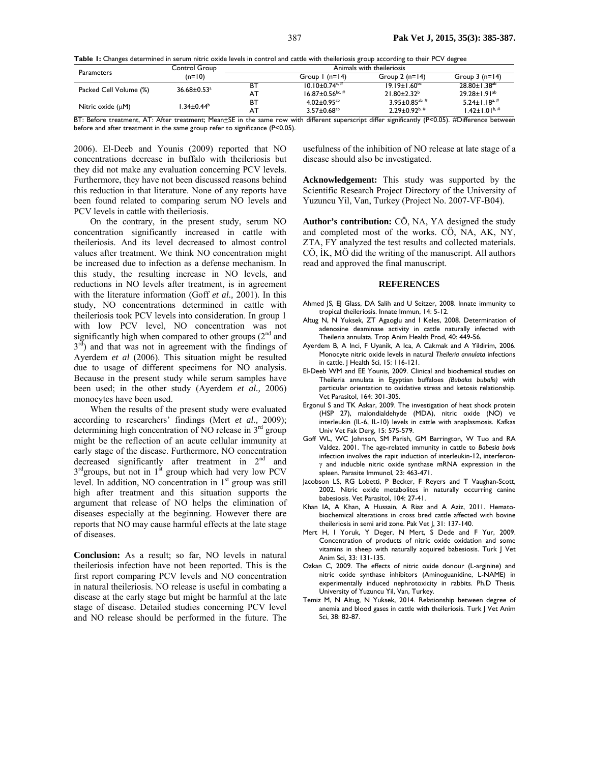**Table 1:** Changes determined in serum nitric oxide levels in control and cattle with theileriosis group according to their PCV degree

| Parameters | Control Group (n=10) | | Animals with theileriosis | | |
|---|---|---|---|---|---|
| | | | Group 1 (n=14) | Group 2 (n=14) | Group 3 (n=14) |
| Packed Cell Volume (%) | $36.68\pm0.53^{a}$ | BT | $10.10\pm0.74^{c,\#}$ | $19.19\pm1.60^{bc}$ | $28.80\pm1.38^{ab}$ |
| | | AT | $16.87\pm0.56^{bc,\#}$ | $21.80\pm2.32^{b}$ | $29.28\pm1.91^{ab}$ |
| Nitric oxide (μM) | $1.34\pm0.44^{b}$ | BT | $4.02\pm0.95^{ab}$ | $3.95\pm0.85^{ab,\#}$ | $5.24\pm1.18^{a,\#}$ |
| | | AT | $3.57\pm0.68^{ab}$ | $2.29\pm0.92^{b,\#}$ | $1.42\pm1.01^{b,\#}$ |

BT: Before treatment, AT: After treatment; Mean±SE in the same row with different superscript differ significantly (P<0.05). #Difference between before and after treatment in the same group refer to significance (P<0.05).

2006). El-Deeb and Younis (2009) reported that NO concentrations decrease in buffalo with theileriosis but they did not make any evaluation concerning PCV levels. Furthermore, they have not been discussed reasons behind this reduction in that literature. None of any reports have been found related to comparing serum NO levels and PCV levels in cattle with theileriosis.

On the contrary, in the present study, serum NO concentration significantly increased in cattle with theileriosis. And its level decreased to almost control values after treatment. We think NO concentration might be increased due to infection as a defense mechanism. In this study, the resulting increase in NO levels, and reductions in NO levels after treatment, is in agreement with the literature information (Goff *et al.,* 2001). In this study, NO concentrations determined in cattle with theileriosis took PCV levels into consideration. In group 1 with low PCV level, NO concentration was not significantly high when compared to other groups (2nd and 3rd) and that was not in agreement with the findings of Ayerdem *et al* (2006). This situation might be resulted due to usage of different specimens for NO analysis. Because in the present study while serum samples have been used; in the other study (Ayerdem *et al.,* 2006) monocytes have been used.

When the results of the present study were evaluated according to researchers' findings (Mert *et al.,* 2009); determining high concentration of NO release in 3rd group might be the reflection of an acute cellular immunity at early stage of the disease. Furthermore, NO concentration decreased significantly after treatment in 2nd and 3rd groups, but not in 1st group which had very low PCV level. In addition, NO concentration in 1st group was still high after treatment and this situation supports the argument that release of NO helps the elimination of diseases especially at the beginning. However there are reports that NO may cause harmful effects at the late stage of diseases.

**Conclusion:** As a result; so far, NO levels in natural theileriosis infection have not been reported. This is the first report comparing PCV levels and NO concentration in natural theileriosis. NO release is useful in combating a disease at the early stage but might be harmful at the late stage of disease. Detailed studies concerning PCV level and NO release should be performed in the future. The usefulness of the inhibition of NO release at late stage of a disease should also be investigated.

**Acknowledgement:** This study was supported by the Scientific Research Project Directory of the University of Yuzuncu Yil, Van, Turkey (Project No. 2007-VF-B04).

**Author's contribution:** CÖ, NA, YA designed the study and completed most of the works. CÖ, NA, AK, NY, ZTA, FY analyzed the test results and collected materials. CÖ, İK, MÖ did the writing of the manuscript. All authors read and approved the final manuscript.

## REFERENCES

Ahmed JS, EJ Glass, DA Salih and U Seitzer, 2008. Innate immunity to tropical theileriosis. Innate Immun, 14: 5-12.

Altug N, N Yuksek, ZT Agaoglu and I Keles, 2008. Determination of adenosine deaminase activity in cattle naturally infected with Theileria annulata. Trop Anim Health Prod, 40: 449-56.

Ayerdem B, A Inci, F Uyanik, A Ica, A Cakmak and A Yildirim, 2006. Monocyte nitric oxide levels in natural *Theileria annulata* infections in cattle. J Health Sci, 15: 116-121.

El-Deeb WM and EE Younis, 2009. Clinical and biochemical studies on Theileria annulata in Egyptian buffaloes *(Bubalus bubalis)* with particular orientation to oxidative stress and ketosis relationship. Vet Parasitol, 164: 301-305.

Ergonul S and TK Askar, 2009. The investigation of heat shock protein (HSP 27), malondialdehyde (MDA), nitric oxide (NO) ve interleukin (IL-6, IL-10) levels in cattle with anaplasmosis. Kafkas Univ Vet Fak Derg, 15: 575-579.

Goff WL, WC Johnson, SM Parish, GM Barrington, W Tuo and RA Valdez, 2001. The age-related immunity in cattle to *Babesia bovis* infection involves the rapit induction of interleukin-12, interferon-γ and inducble nitric oxide synthase mRNA expression in the spleen. Parasite Immunol, 23: 463-471.

Jacobson LS, RG Lobetti, P Becker, F Reyers and T Vaughan-Scott, 2002. Nitric oxide metabolites in naturally occurring canine babesiosis. Vet Parasitol, 104: 27-41.

Khan IA, A Khan, A Hussain, A Riaz and A Aziz, 2011. Hemato-biochemical alterations in cross bred cattle affected with bovine theileriosis in semi arid zone. Pak Vet J, 31: 137-140.

Mert H, I Yoruk, Y Deger, N Mert, S Dede and F Yur, 2009. Concentration of products of nitric oxide oxidation and some vitamins in sheep with naturally acquired babesiosis. Turk J Vet Anim Sci, 33: 131-135.

Ozkan C, 2009. The effects of nitric oxide donour (L-arginine) and nitric oxide synthase inhibitors (Aminoguanidine, L-NAME) in experimentally induced nephrotoxicity in rabbits. Ph.D Thesis. University of Yuzuncu Yil, Van, Turkey.

Temiz M, N Altug, N Yuksek, 2014. Relationship between degree of anemia and blood gases in cattle with theileriosis. Turk J Vet Anim Sci, 38: 82-87.